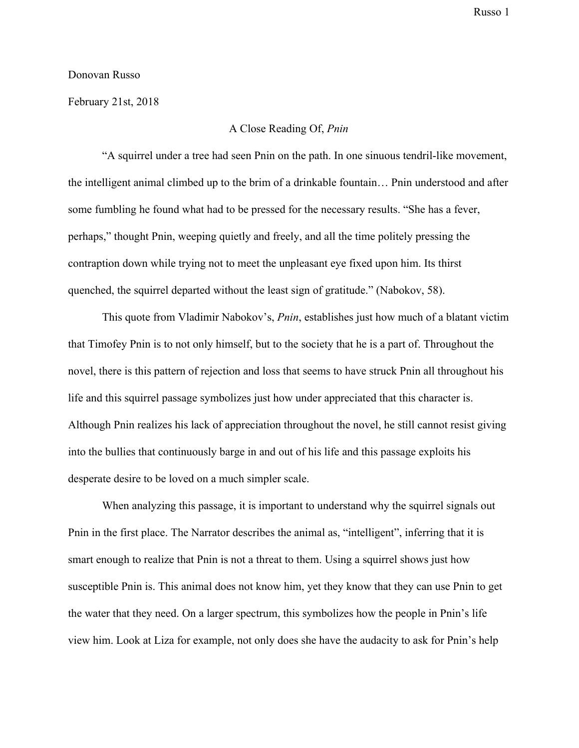Donovan Russo

February 21st, 2018

A Close Reading Of, *Pnin*

"A squirrel under a tree had seen Pnin on the path. In one sinuous tendril-like movement, the intelligent animal climbed up to the brim of a drinkable fountain… Pnin understood and after some fumbling he found what had to be pressed for the necessary results. "She has a fever, perhaps," thought Pnin, weeping quietly and freely, and all the time politely pressing the contraption down while trying not to meet the unpleasant eye fixed upon him. Its thirst quenched, the squirrel departed without the least sign of gratitude." (Nabokov, 58).

This quote from Vladimir Nabokov's, *Pnin*, establishes just how much of a blatant victim that Timofey Pnin is to not only himself, but to the society that he is a part of. Throughout the novel, there is this pattern of rejection and loss that seems to have struck Pnin all throughout his life and this squirrel passage symbolizes just how under appreciated that this character is. Although Pnin realizes his lack of appreciation throughout the novel, he still cannot resist giving into the bullies that continuously barge in and out of his life and this passage exploits his desperate desire to be loved on a much simpler scale.

When analyzing this passage, it is important to understand why the squirrel signals out Pnin in the first place. The Narrator describes the animal as, "intelligent", inferring that it is smart enough to realize that Pnin is not a threat to them. Using a squirrel shows just how susceptible Pnin is. This animal does not know him, yet they know that they can use Pnin to get the water that they need. On a larger spectrum, this symbolizes how the people in Pnin's life view him. Look at Liza for example, not only does she have the audacity to ask for Pnin's help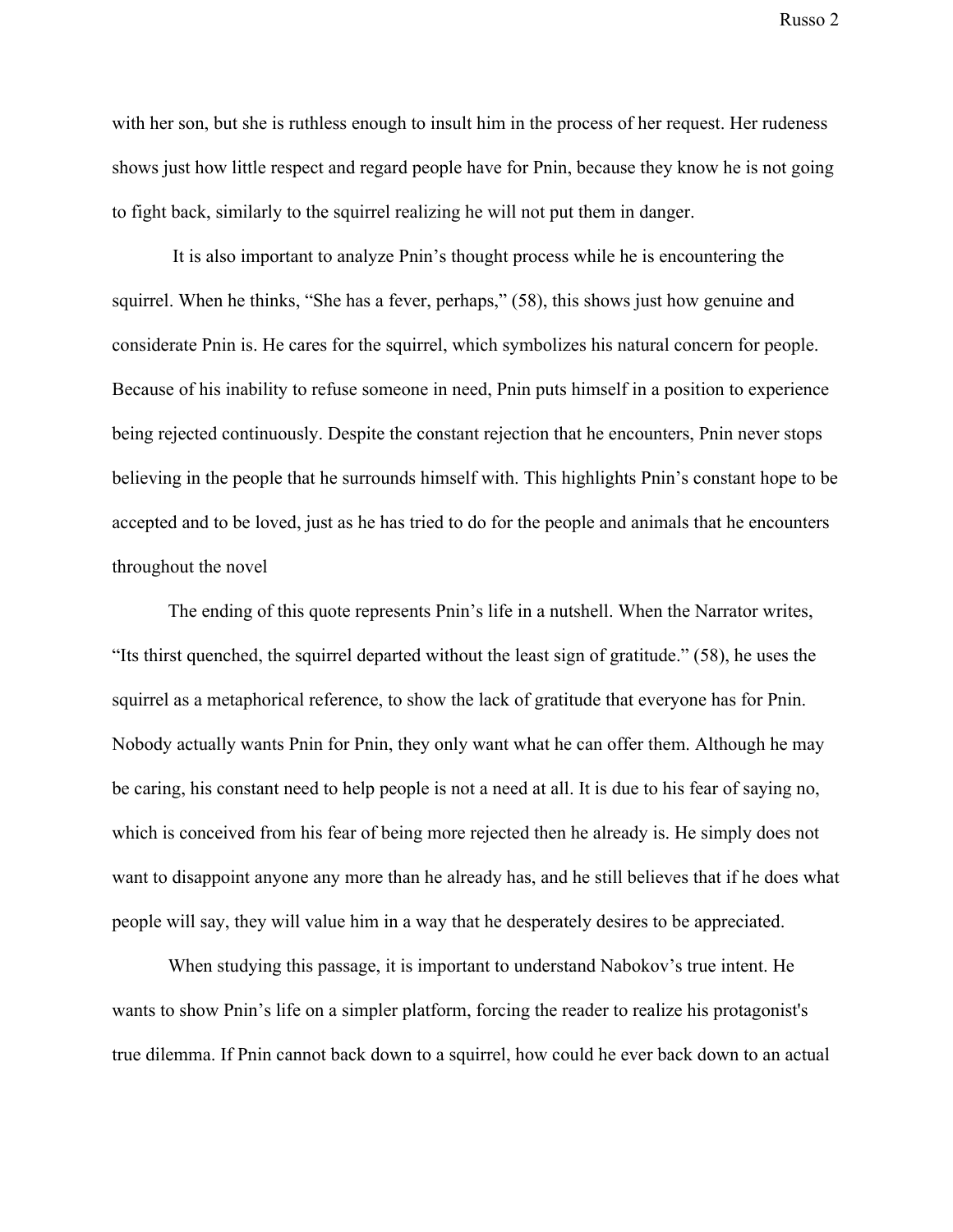with her son, but she is ruthless enough to insult him in the process of her request. Her rudeness shows just how little respect and regard people have for Pnin, because they know he is not going to fight back, similarly to the squirrel realizing he will not put them in danger.

It is also important to analyze Pnin's thought process while he is encountering the squirrel. When he thinks, "She has a fever, perhaps," (58), this shows just how genuine and considerate Pnin is. He cares for the squirrel, which symbolizes his natural concern for people. Because of his inability to refuse someone in need, Pnin puts himself in a position to experience being rejected continuously. Despite the constant rejection that he encounters, Pnin never stops believing in the people that he surrounds himself with. This highlights Pnin's constant hope to be accepted and to be loved, just as he has tried to do for the people and animals that he encounters throughout the novel

The ending of this quote represents Pnin's life in a nutshell. When the Narrator writes, "Its thirst quenched, the squirrel departed without the least sign of gratitude." (58), he uses the squirrel as a metaphorical reference, to show the lack of gratitude that everyone has for Pnin. Nobody actually wants Pnin for Pnin, they only want what he can offer them. Although he may be caring, his constant need to help people is not a need at all. It is due to his fear of saying no, which is conceived from his fear of being more rejected then he already is. He simply does not want to disappoint anyone any more than he already has, and he still believes that if he does what people will say, they will value him in a way that he desperately desires to be appreciated.

When studying this passage, it is important to understand Nabokov's true intent. He wants to show Pnin's life on a simpler platform, forcing the reader to realize his protagonist's true dilemma. If Pnin cannot back down to a squirrel, how could he ever back down to an actual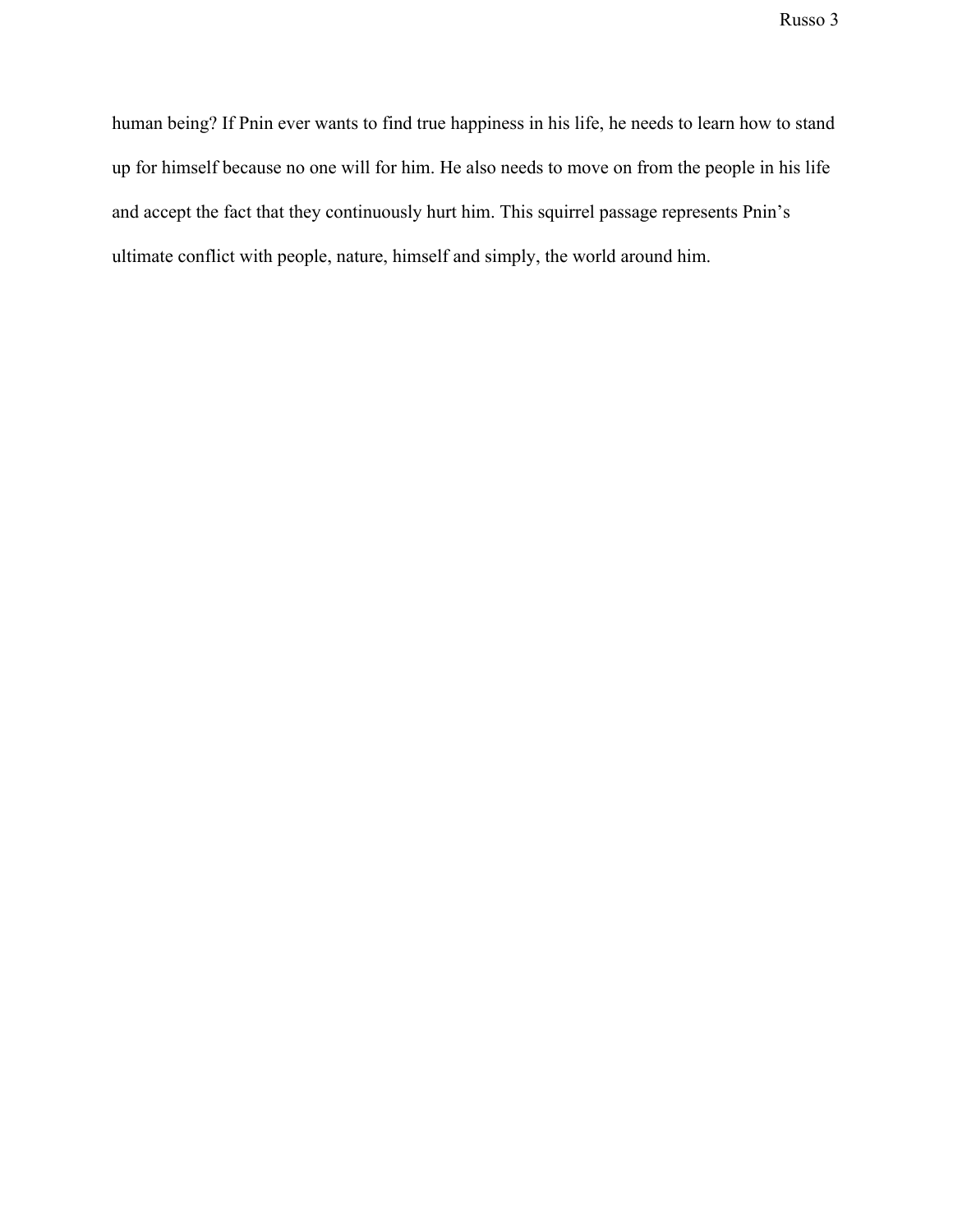human being? If Pnin ever wants to find true happiness in his life, he needs to learn how to stand up for himself because no one will for him. He also needs to move on from the people in his life and accept the fact that they continuously hurt him. This squirrel passage represents Pnin's ultimate conflict with people, nature, himself and simply, the world around him.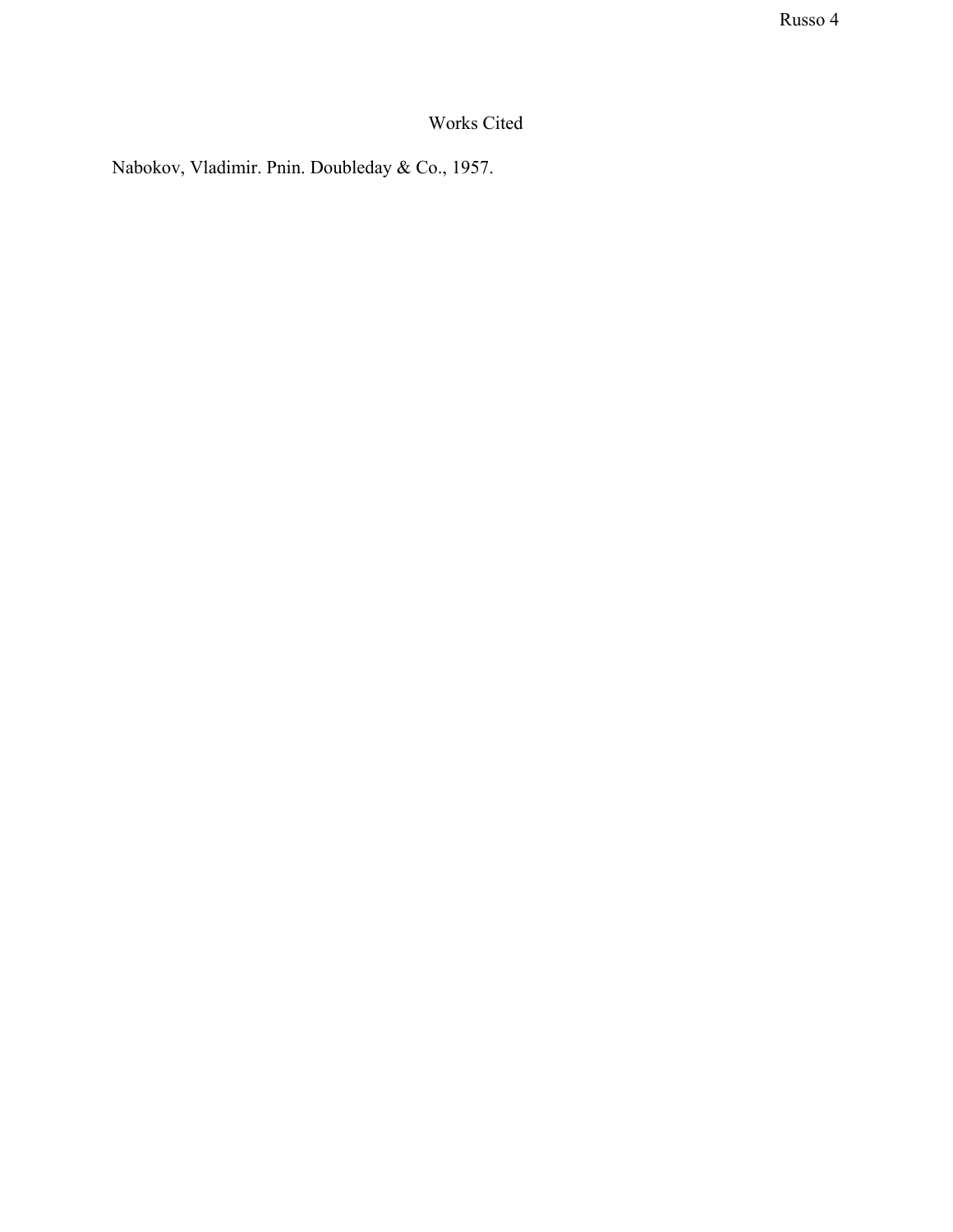# Works Cited

Nabokov, Vladimir. Pnin. Doubleday & Co., 1957.